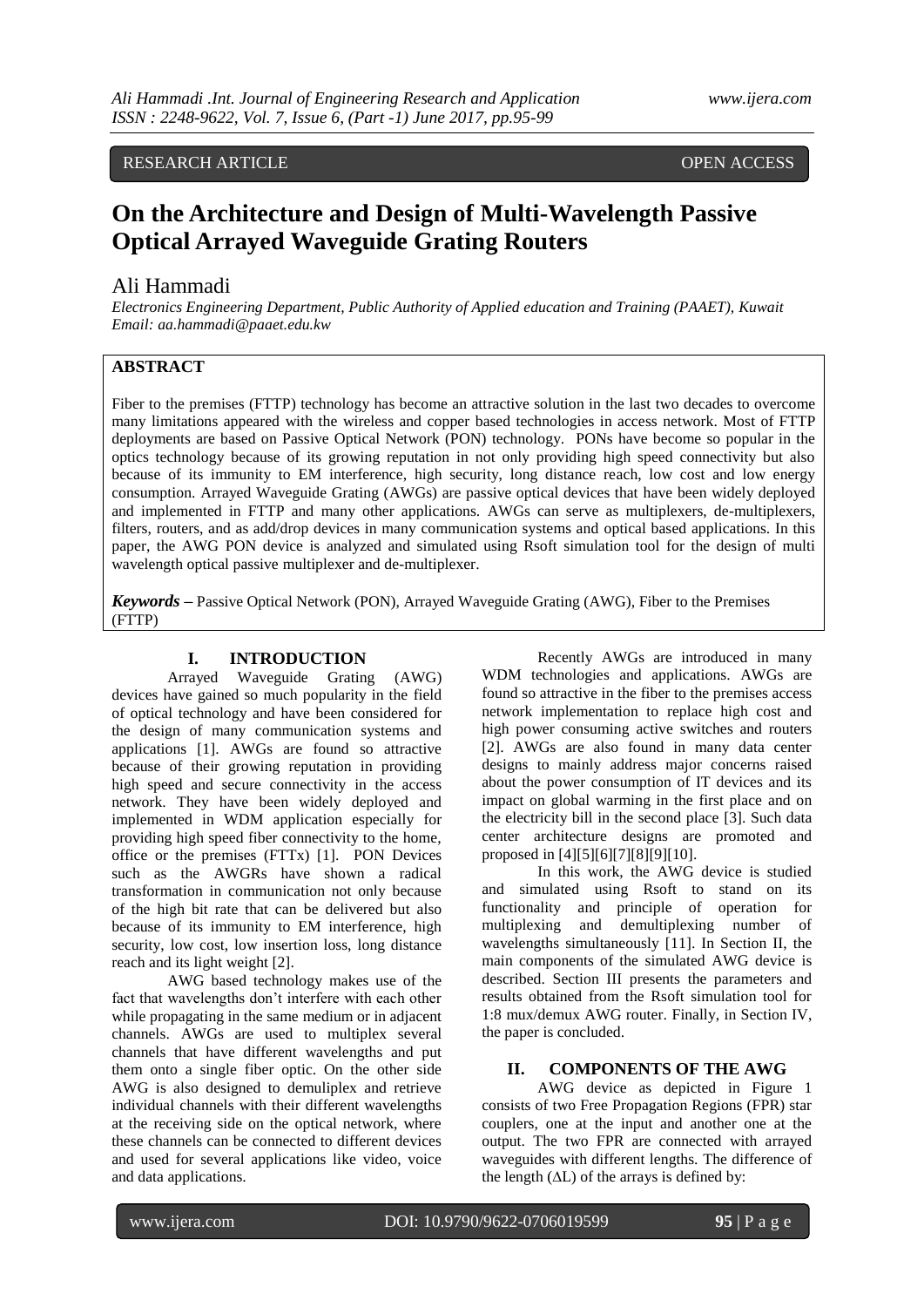RESEARCH ARTICLE OPEN ACCESS

# On the Architecture and Design of Multi-Wavelength Passive Optical Arrayed Waveguide Grating Routers

Ali Hammadi

*Electronics Engineering Department, Public Authority of Applied education and Training (PAAET), Kuwait*
*Email: aa.hammadi@paaet.edu.kw*

## ABSTRACT

Fiber to the premises (FTTP) technology has become an attractive solution in the last two decades to overcome many limitations appeared with the wireless and copper based technologies in access network. Most of FTTP deployments are based on Passive Optical Network (PON) technology. PONs have become so popular in the optics technology because of its growing reputation in not only providing high speed connectivity but also because of its immunity to EM interference, high security, long distance reach, low cost and low energy consumption. Arrayed Waveguide Grating (AWGs) are passive optical devices that have been widely deployed and implemented in FTTP and many other applications. AWGs can serve as multiplexers, de-multiplexers, filters, routers, and as add/drop devices in many communication systems and optical based applications. In this paper, the AWG PON device is analyzed and simulated using Rsoft simulation tool for the design of multi wavelength optical passive multiplexer and de-multiplexer.

***Keywords* –** Passive Optical Network (PON), Arrayed Waveguide Grating (AWG), Fiber to the Premises (FTTP)

## I. INTRODUCTION

Arrayed Waveguide Grating (AWG) devices have gained so much popularity in the field of optical technology and have been considered for the design of many communication systems and applications [1]. AWGs are found so attractive because of their growing reputation in providing high speed and secure connectivity in the access network. They have been widely deployed and implemented in WDM application especially for providing high speed fiber connectivity to the home, office or the premises (FTTx) [1]. PON Devices such as the AWGRs have shown a radical transformation in communication not only because of the high bit rate that can be delivered but also because of its immunity to EM interference, high security, low cost, low insertion loss, long distance reach and its light weight [2].

AWG based technology makes use of the fact that wavelengths don't interfere with each other while propagating in the same medium or in adjacent channels. AWGs are used to multiplex several channels that have different wavelengths and put them onto a single fiber optic. On the other side AWG is also designed to demuliplex and retrieve individual channels with their different wavelengths at the receiving side on the optical network, where these channels can be connected to different devices and used for several applications like video, voice and data applications.

Recently AWGs are introduced in many WDM technologies and applications. AWGs are found so attractive in the fiber to the premises access network implementation to replace high cost and high power consuming active switches and routers [2]. AWGs are also found in many data center designs to mainly address major concerns raised about the power consumption of IT devices and its impact on global warming in the first place and on the electricity bill in the second place [3]. Such data center architecture designs are promoted and proposed in [4][5][6][7][8][9][10].

In this work, the AWG device is studied and simulated using Rsoft to stand on its functionality and principle of operation for multiplexing and demultiplexing number of wavelengths simultaneously [11]. In Section II, the main components of the simulated AWG device is described. Section III presents the parameters and results obtained from the Rsoft simulation tool for 1:8 mux/demux AWG router. Finally, in Section IV, the paper is concluded.

## II. COMPONENTS OF THE AWG

AWG device as depicted in Figure 1 consists of two Free Propagation Regions (FPR) star couplers, one at the input and another one at the output. The two FPR are connected with arrayed waveguides with different lengths. The difference of the length ($\Delta L$) of the arrays is defined by: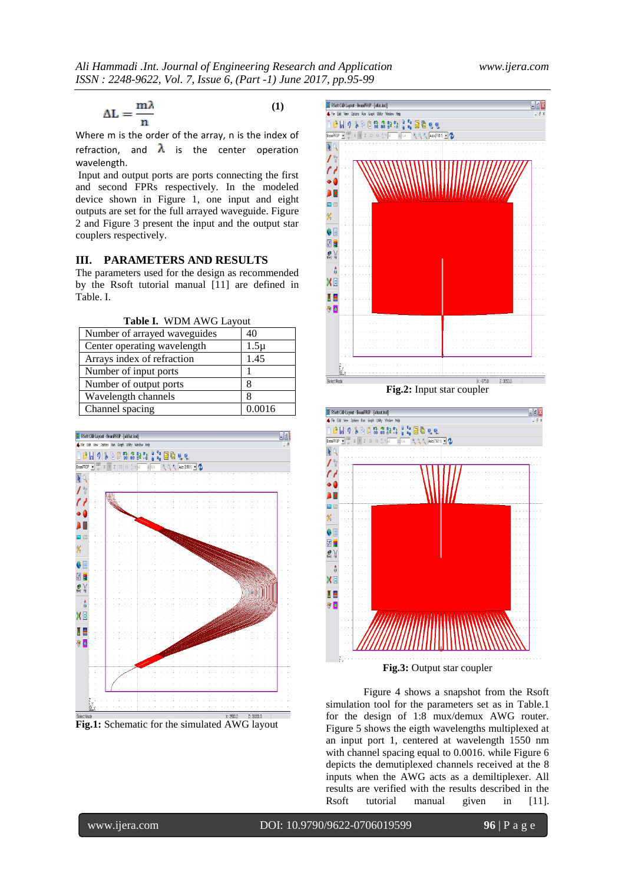$$\Delta L = \frac{m\lambda}{n} \quad (1)$$

Where m is the order of the array, n is the index of refraction, and $\lambda$ is the center operation wavelength.

Input and output ports are ports connecting the first and second FPRs respectively. In the modeled device shown in Figure 1, one input and eight outputs are set for the full arrayed waveguide. Figure 2 and Figure 3 present the input and the output star couplers respectively.

## III. PARAMETERS AND RESULTS

The parameters used for the design as recommended by the Rsoft tutorial manual [11] are defined in Table. I.

**Table I.** WDM AWG Layout

| Parameter | Value |
|---|---|
| Number of arrayed waveguides | 40 |
| Center operating wavelength | 1.5µ |
| Arrays index of refraction | 1.45 |
| Number of input ports | 1 |
| Number of output ports | 8 |
| Wavelength channels | 8 |
| Channel spacing | 0.0016 |

**Fig.1:** Schematic for the simulated AWG layout

**Fig.2:** Input star coupler

**Fig.3:** Output star coupler

Figure 4 shows a snapshot from the Rsoft simulation tool for the parameters set as in Table.1 for the design of 1:8 mux/demux AWG router. Figure 5 shows the eigth wavelengths multiplexed at an input port 1, centered at wavelength 1550 nm with channel spacing equal to 0.0016. while Figure 6 depicts the demutiplexed channels received at the 8 inputs when the AWG acts as a demiltiplexer. All results are verified with the results described in the Rsoft tutorial manual given in [11].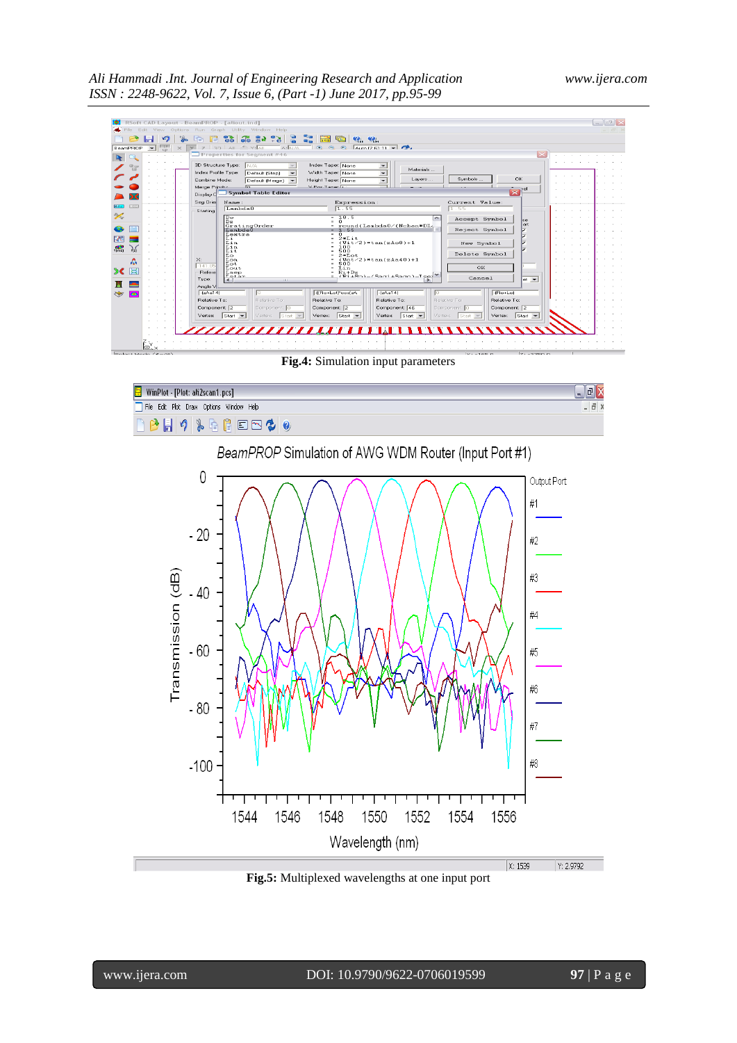**Fig.4:** Simulation input parameters

**Fig.5:** Multiplexed wavelengths at one input port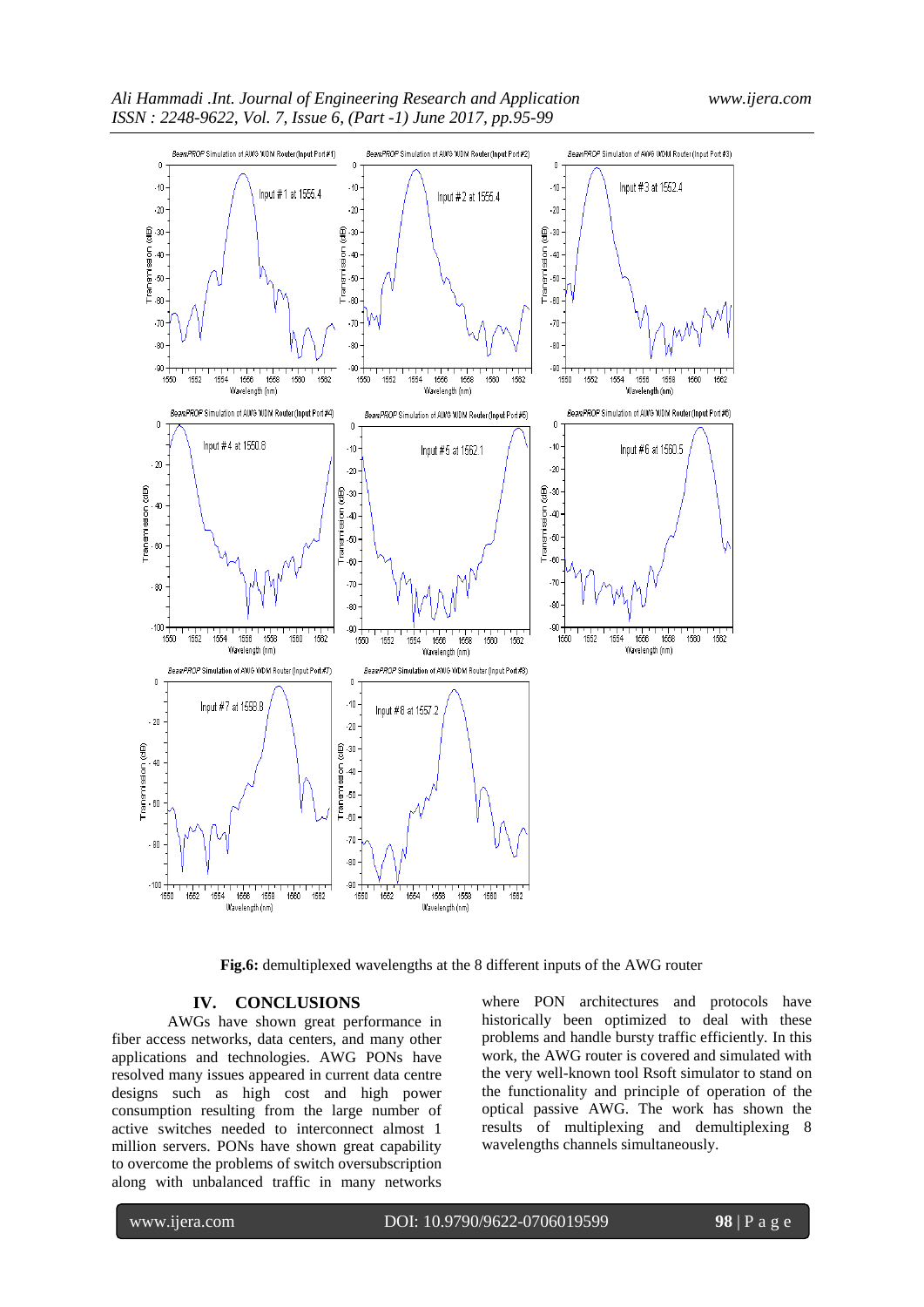**Fig.6:** demultiplexed wavelengths at the 8 different inputs of the AWG router

## IV. CONCLUSIONS

AWGs have shown great performance in fiber access networks, data centers, and many other applications and technologies. AWG PONs have resolved many issues appeared in current data centre designs such as high cost and high power consumption resulting from the large number of active switches needed to interconnect almost 1 million servers. PONs have shown great capability to overcome the problems of switch oversubscription along with unbalanced traffic in many networks where PON architectures and protocols have historically been optimized to deal with these problems and handle bursty traffic efficiently. In this work, the AWG router is covered and simulated with the very well-known tool Rsoft simulator to stand on the functionality and principle of operation of the optical passive AWG. The work has shown the results of multiplexing and demultiplexing 8 wavelengths channels simultaneously.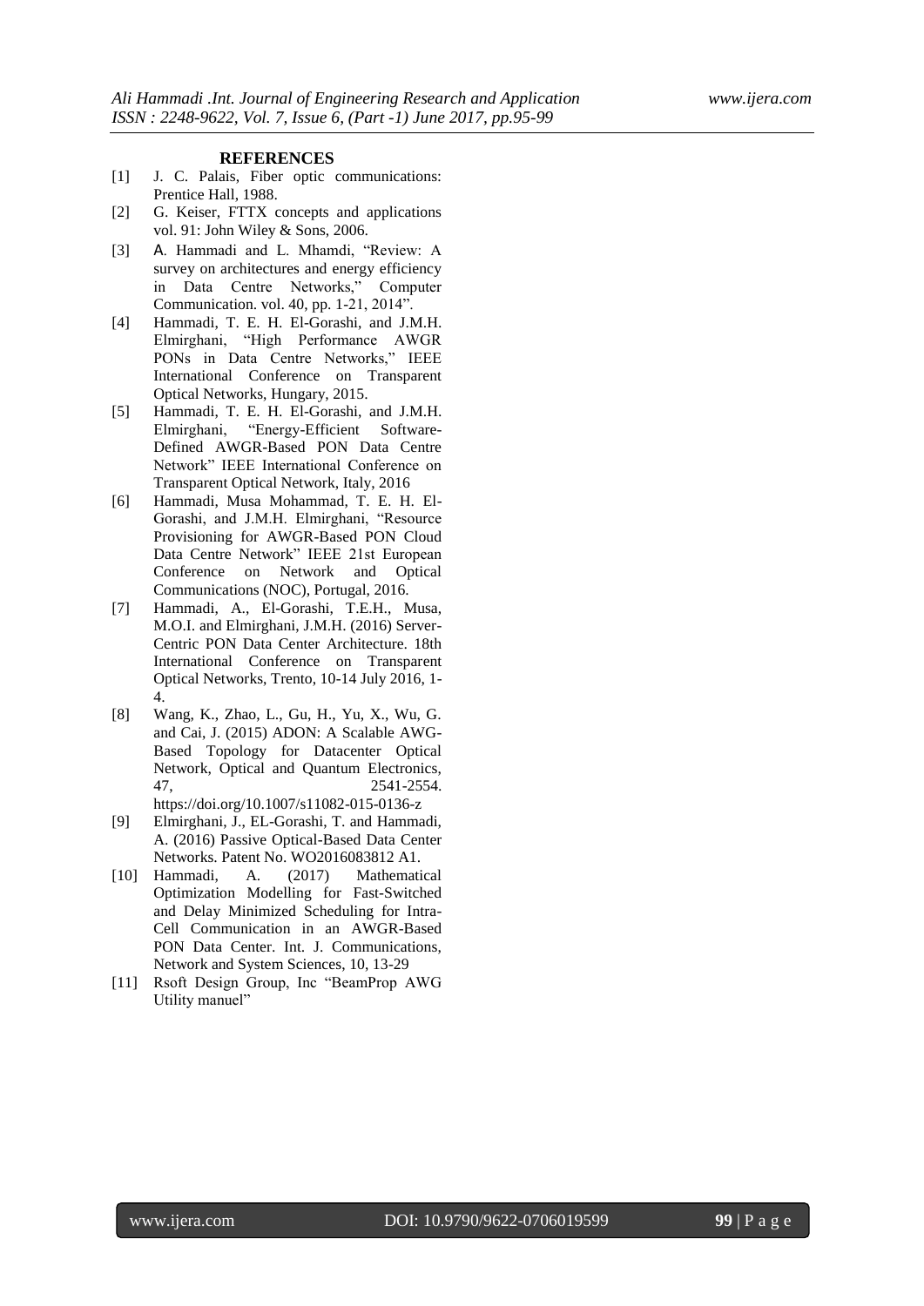## REFERENCES

[1] J. C. Palais, Fiber optic communications: Prentice Hall, 1988.

[2] G. Keiser, FTTX concepts and applications vol. 91: John Wiley & Sons, 2006.

[3] A. Hammadi and L. Mhamdi, "Review: A survey on architectures and energy efficiency in Data Centre Networks," Computer Communication. vol. 40, pp. 1-21, 2014".

[4] Hammadi, T. E. H. El-Gorashi, and J.M.H. Elmirghani, "High Performance AWGR PONs in Data Centre Networks," IEEE International Conference on Transparent Optical Networks, Hungary, 2015.

[5] Hammadi, T. E. H. El-Gorashi, and J.M.H. Elmirghani, "Energy-Efficient Software-Defined AWGR-Based PON Data Centre Network" IEEE International Conference on Transparent Optical Network, Italy, 2016

[6] Hammadi, Musa Mohammad, T. E. H. El-Gorashi, and J.M.H. Elmirghani, "Resource Provisioning for AWGR-Based PON Cloud Data Centre Network" IEEE 21st European Conference on Network and Optical Communications (NOC), Portugal, 2016.

[7] Hammadi, A., El-Gorashi, T.E.H., Musa, M.O.I. and Elmirghani, J.M.H. (2016) Server-Centric PON Data Center Architecture. 18th International Conference on Transparent Optical Networks, Trento, 10-14 July 2016, 1-4.

[8] Wang, K., Zhao, L., Gu, H., Yu, X., Wu, G. and Cai, J. (2015) ADON: A Scalable AWG-Based Topology for Datacenter Optical Network, Optical and Quantum Electronics, 47, 2541-2554. https://doi.org/10.1007/s11082-015-0136-z

[9] Elmirghani, J., EL-Gorashi, T. and Hammadi, A. (2016) Passive Optical-Based Data Center Networks. Patent No. WO2016083812 A1.

[10] Hammadi, A. (2017) Mathematical Optimization Modelling for Fast-Switched and Delay Minimized Scheduling for Intra-Cell Communication in an AWGR-Based PON Data Center. Int. J. Communications, Network and System Sciences, 10, 13-29

[11] Rsoft Design Group, Inc "BeamProp AWG Utility manuel"